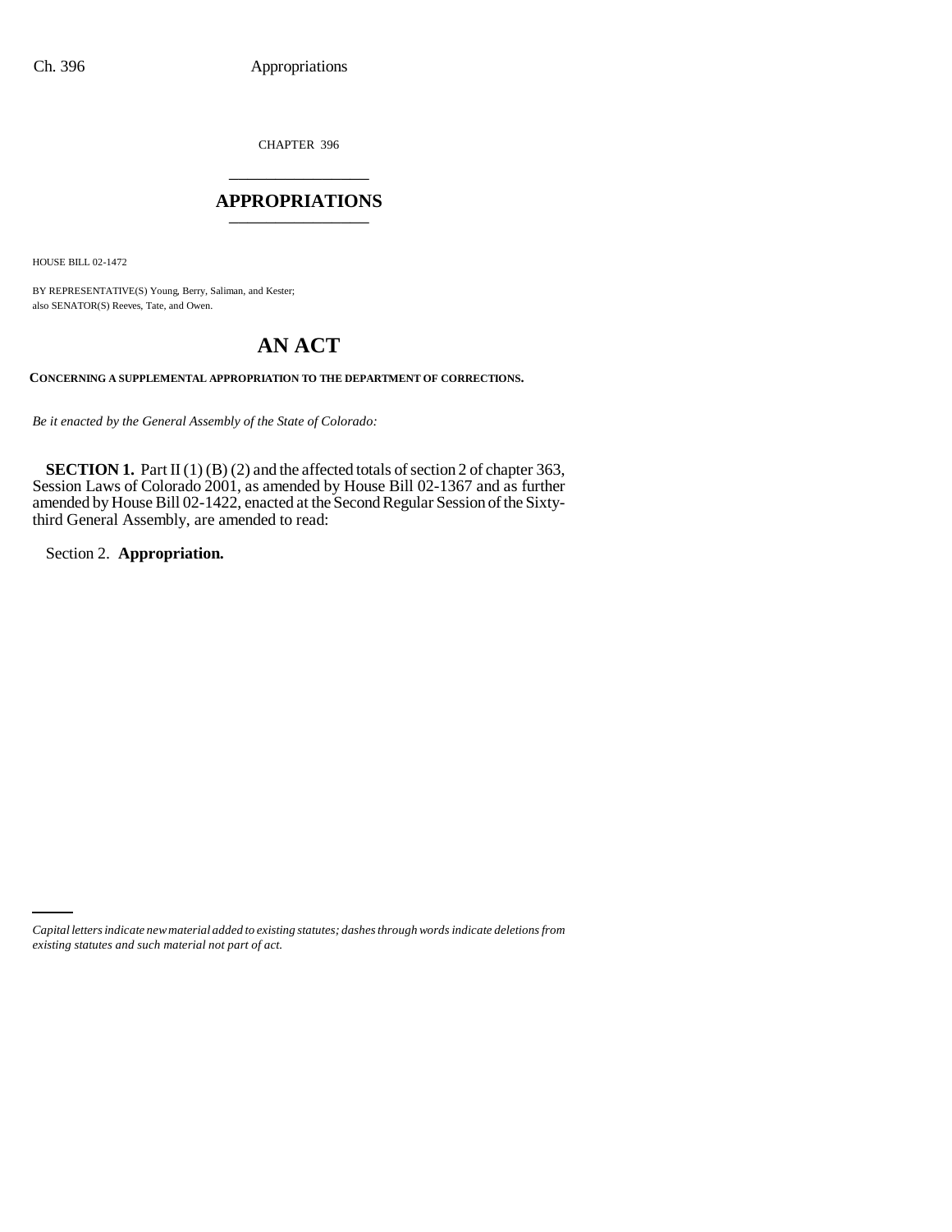CHAPTER 396

# APPROPRIATIONS

HOUSE BILL 02-1472

BY REPRESENTATIVE(S) Young, Berry, Saliman, and Kester;
also SENATOR(S) Reeves, Tate, and Owen.

# AN ACT

**CONCERNING A SUPPLEMENTAL APPROPRIATION TO THE DEPARTMENT OF CORRECTIONS.**

*Be it enacted by the General Assembly of the State of Colorado:*

**SECTION 1.** Part II (1) (B) (2) and the affected totals of section 2 of chapter 363, Session Laws of Colorado 2001, as amended by House Bill 02-1367 and as further amended by House Bill 02-1422, enacted at the Second Regular Session of the Sixty-third General Assembly, are amended to read:

Section 2. **Appropriation.**

*Capital letters indicate new material added to existing statutes; dashes through words indicate deletions from existing statutes and such material not part of act.*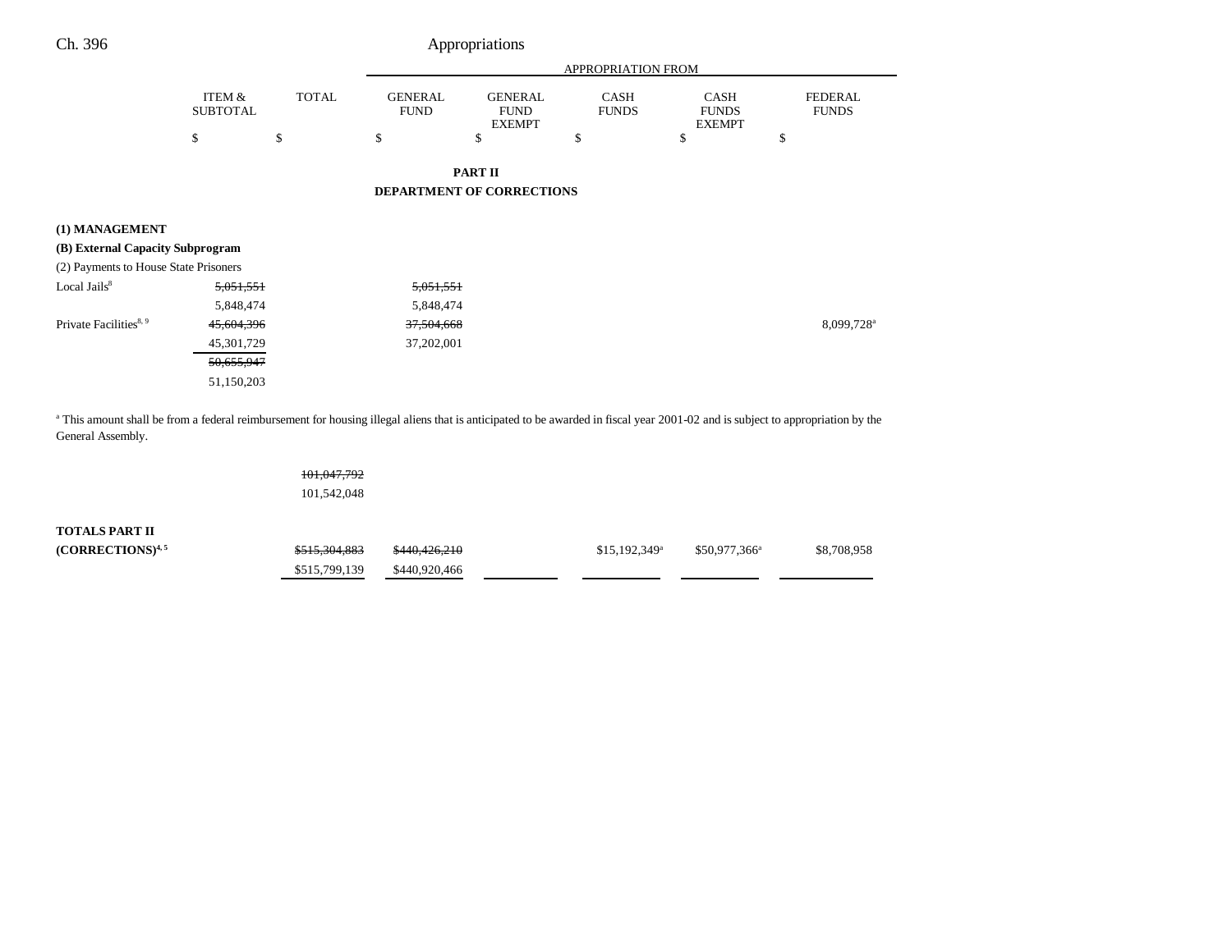Ch. 396 Appropriations

| | ITEM & SUBTOTAL | TOTAL | APPROPRIATION FROM GENERAL FUND | GENERAL FUND EXEMPT | CASH FUNDS | CASH FUNDS EXEMPT | FEDERAL FUNDS |
|---|---|---|---|---|---|---|---|
| | $ | $ | $ | $ | $ | $ | $ |

**PART II**

**DEPARTMENT OF CORRECTIONS**

**(1) MANAGEMENT**

**(B) External Capacity Subprogram**

(2) Payments to House State Prisoners

| | ITEM & SUBTOTAL | TOTAL | GENERAL FUND | GENERAL FUND EXEMPT | CASH FUNDS | CASH FUNDS EXEMPT | FEDERAL FUNDS |
|---|---|---|---|---|---|---|---|
| Local Jails[8] | ~~5,051,551~~ | | ~~5,051,551~~ | | | | |
| | 5,848,474 | | 5,848,474 | | | | |
| Private Facilities[8, 9] | ~~45,604,396~~ | | ~~37,504,668~~ | | | | 8,099,728[a] |
| | 45,301,729 | | 37,202,001 | | | | |
| | ~~50,655,947~~ | | | | | | |
| | 51,150,203 | | | | | | |

[a] This amount shall be from a federal reimbursement for housing illegal aliens that is anticipated to be awarded in fiscal year 2001-02 and is subject to appropriation by the General Assembly.

| | ITEM & SUBTOTAL | TOTAL | GENERAL FUND | GENERAL FUND EXEMPT | CASH FUNDS | CASH FUNDS EXEMPT | FEDERAL FUNDS |
|---|---|---|---|---|---|---|---|
| | | ~~101,047,792~~ | | | | | |
| | | 101,542,048 | | | | | |
| **TOTALS PART II (CORRECTIONS)**[4, 5] | | ~~$515,304,883~~ | ~~$440,426,210~~ | | $15,192,349[a] | $50,977,366[a] | $8,708,958 |
| | | $515,799,139 | $440,920,466 | | | | |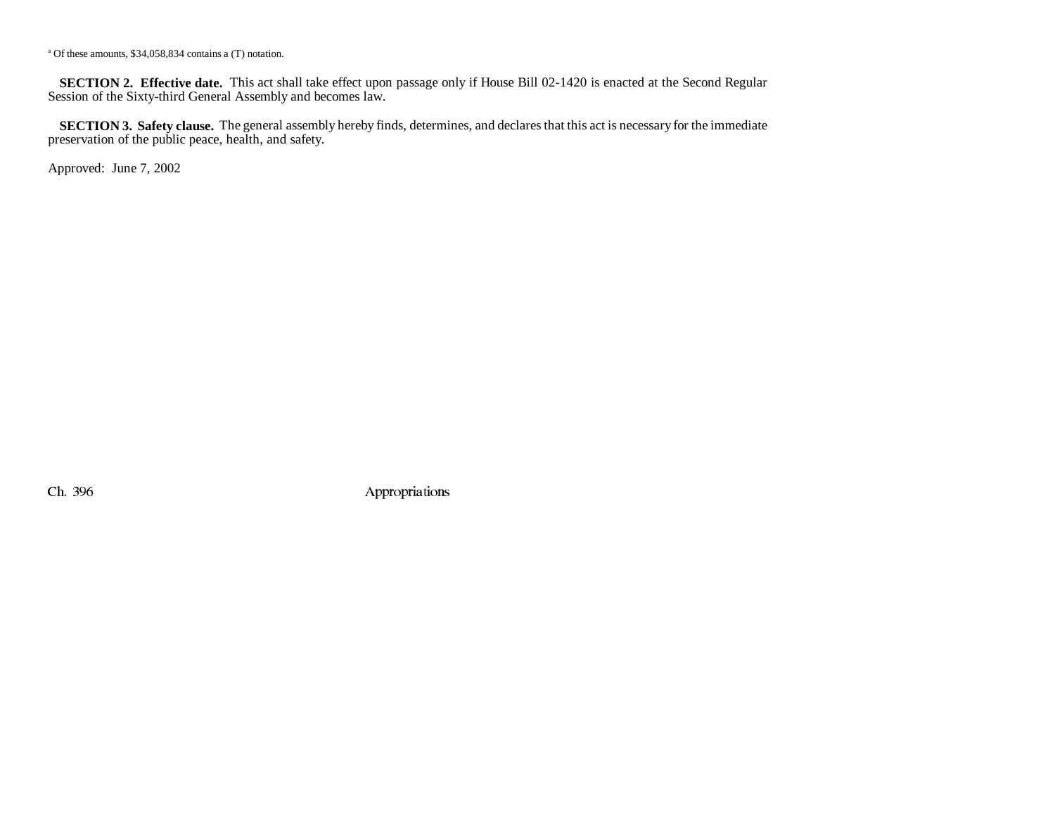[a] Of these amounts, $34,058,834 contains a (T) notation.

**SECTION 2. Effective date.** This act shall take effect upon passage only if House Bill 02-1420 is enacted at the Second Regular Session of the Sixty-third General Assembly and becomes law.

**SECTION 3. Safety clause.** The general assembly hereby finds, determines, and declares that this act is necessary for the immediate preservation of the public peace, health, and safety.

Approved: June 7, 2002